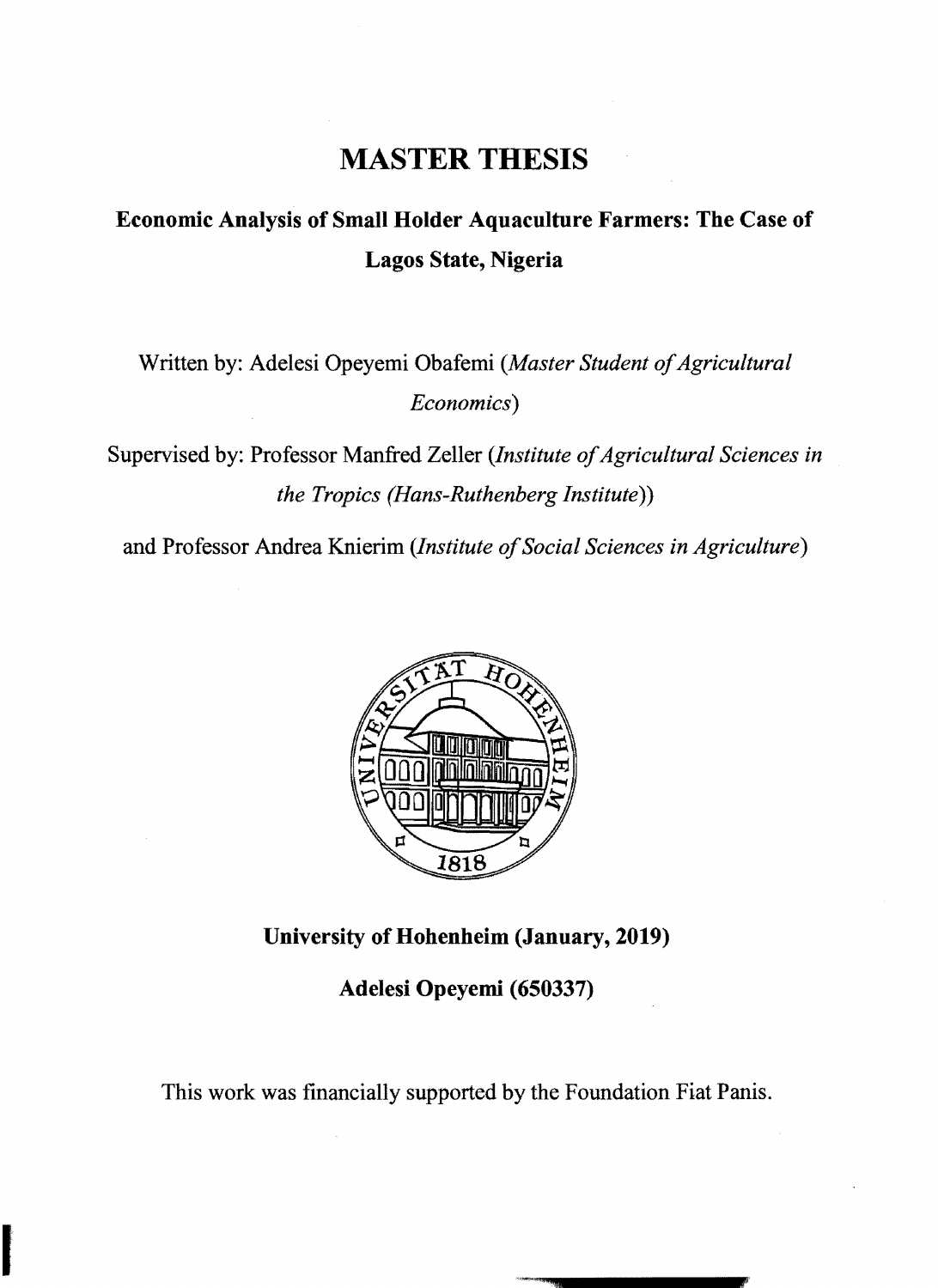# MASTER THESIS

## Economic Analysis of Small Holder Aquaculture Farmers: The Case of Lagos State, Nigeria

Written by: Adelesi Opeyemi Obafemi (*Master Student of Agricultural Economics*)

Supervised by: Professor Manfred Zeller (*Institute of Agricultural Sciences in the Tropics (Hans-Ruthenberg Institute)*)

and Professor Andrea Knierim (*Institute of Social Sciences in Agriculture*)

**University of Hohenheim (January, 2019)**

**Adelesi Opeyemi (650337)**

This work was financially supported by the Foundation Fiat Panis.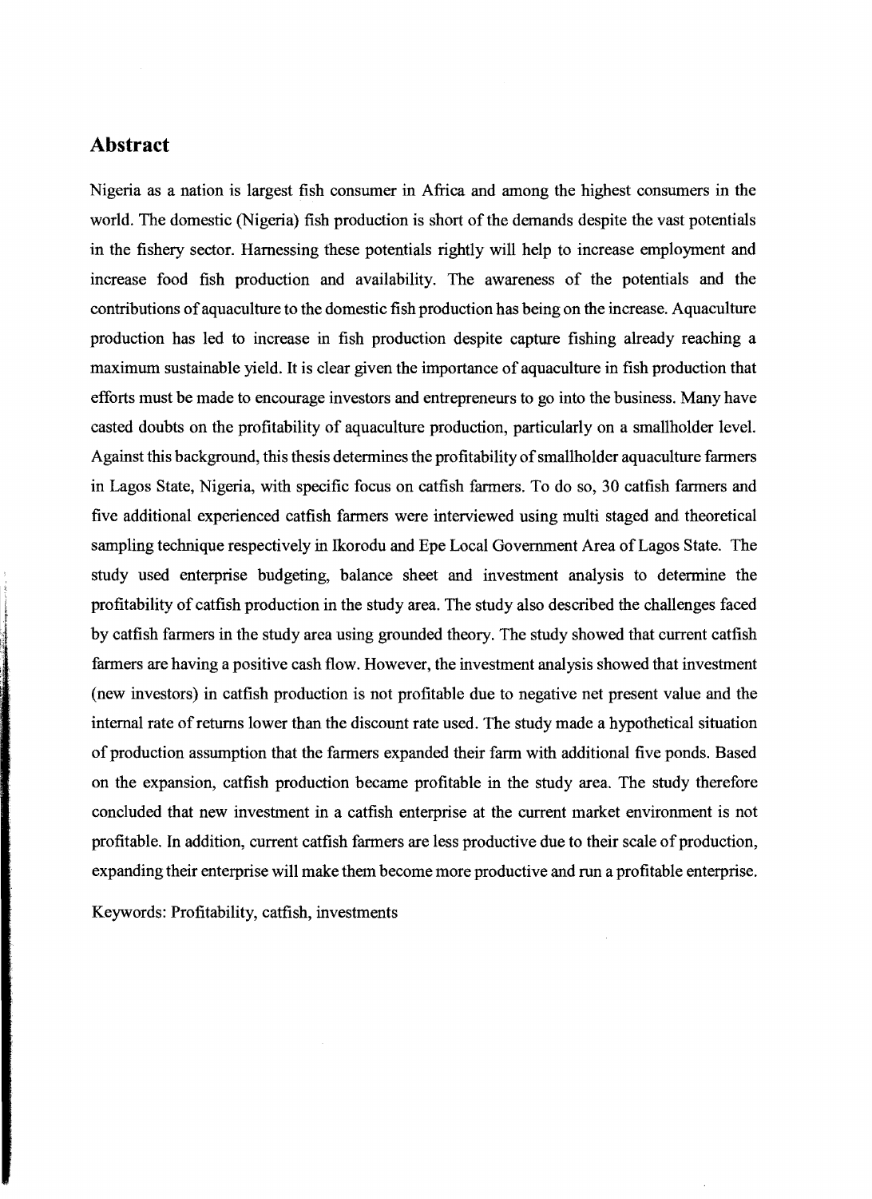## Abstract

Nigeria as a nation is largest fish consumer in Africa and among the highest consumers in the world. The domestic (Nigeria) fish production is short of the demands despite the vast potentials in the fishery sector. Harnessing these potentials rightly will help to increase employment and increase food fish production and availability. The awareness of the potentials and the contributions of aquaculture to the domestic fish production has being on the increase. Aquaculture production has led to increase in fish production despite capture fishing already reaching a maximum sustainable yield. It is clear given the importance of aquaculture in fish production that efforts must be made to encourage investors and entrepreneurs to go into the business. Many have casted doubts on the profitability of aquaculture production, particularly on a smallholder level. Against this background, this thesis determines the profitability of smallholder aquaculture farmers in Lagos State, Nigeria, with specific focus on catfish farmers. To do so, 30 catfish farmers and five additional experienced catfish farmers were interviewed using multi staged and theoretical sampling technique respectively in Ikorodu and Epe Local Government Area of Lagos State. The study used enterprise budgeting, balance sheet and investment analysis to determine the profitability of catfish production in the study area. The study also described the challenges faced by catfish farmers in the study area using grounded theory. The study showed that current catfish farmers are having a positive cash flow. However, the investment analysis showed that investment (new investors) in catfish production is not profitable due to negative net present value and the internal rate of returns lower than the discount rate used. The study made a hypothetical situation of production assumption that the farmers expanded their farm with additional five ponds. Based on the expansion, catfish production became profitable in the study area. The study therefore concluded that new investment in a catfish enterprise at the current market environment is not profitable. In addition, current catfish farmers are less productive due to their scale of production, expanding their enterprise will make them become more productive and run a profitable enterprise.

Keywords: Profitability, catfish, investments